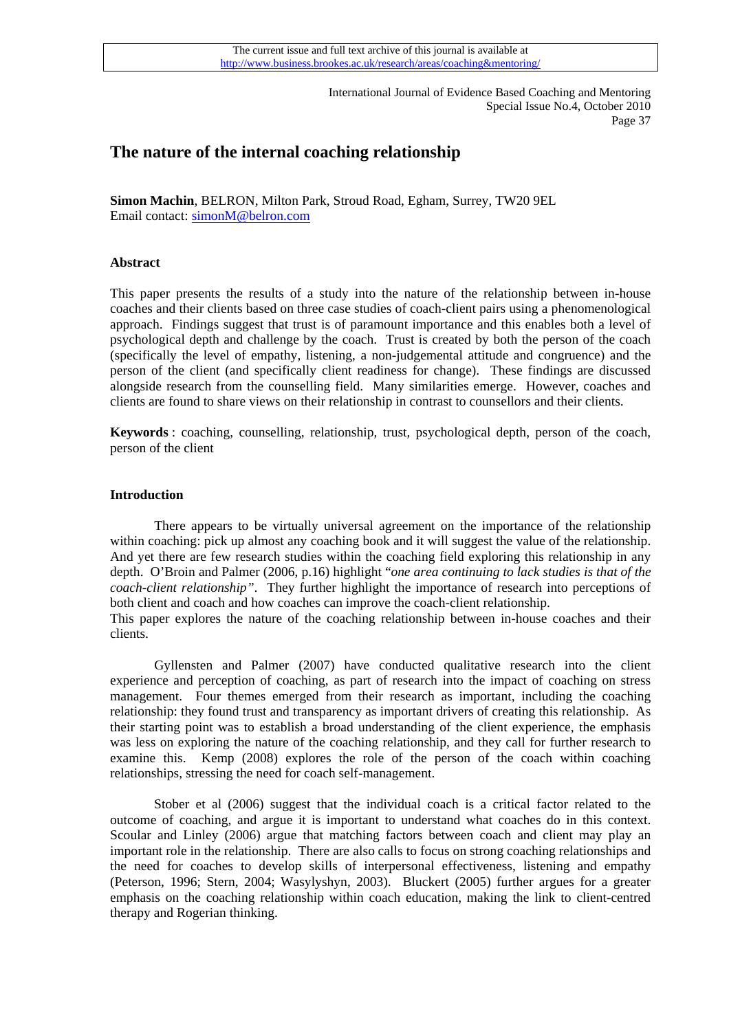# The nature of the internal coaching relationship

**Simon Machin**, BELRON, Milton Park, Stroud Road, Egham, Surrey, TW20 9EL
Email contact: simonM@belron.com

## Abstract

This paper presents the results of a study into the nature of the relationship between in-house coaches and their clients based on three case studies of coach-client pairs using a phenomenological approach. Findings suggest that trust is of paramount importance and this enables both a level of psychological depth and challenge by the coach. Trust is created by both the person of the coach (specifically the level of empathy, listening, a non-judgemental attitude and congruence) and the person of the client (and specifically client readiness for change). These findings are discussed alongside research from the counselling field. Many similarities emerge. However, coaches and clients are found to share views on their relationship in contrast to counsellors and their clients.

**Keywords** : coaching, counselling, relationship, trust, psychological depth, person of the coach, person of the client

## Introduction

There appears to be virtually universal agreement on the importance of the relationship within coaching: pick up almost any coaching book and it will suggest the value of the relationship. And yet there are few research studies within the coaching field exploring this relationship in any depth. O'Broin and Palmer (2006, p.16) highlight "*one area continuing to lack studies is that of the coach-client relationship*". They further highlight the importance of research into perceptions of both client and coach and how coaches can improve the coach-client relationship.
This paper explores the nature of the coaching relationship between in-house coaches and their clients.

Gyllensten and Palmer (2007) have conducted qualitative research into the client experience and perception of coaching, as part of research into the impact of coaching on stress management. Four themes emerged from their research as important, including the coaching relationship: they found trust and transparency as important drivers of creating this relationship. As their starting point was to establish a broad understanding of the client experience, the emphasis was less on exploring the nature of the coaching relationship, and they call for further research to examine this. Kemp (2008) explores the role of the person of the coach within coaching relationships, stressing the need for coach self-management.

Stober et al (2006) suggest that the individual coach is a critical factor related to the outcome of coaching, and argue it is important to understand what coaches do in this context. Scoular and Linley (2006) argue that matching factors between coach and client may play an important role in the relationship. There are also calls to focus on strong coaching relationships and the need for coaches to develop skills of interpersonal effectiveness, listening and empathy (Peterson, 1996; Stern, 2004; Wasylyshyn, 2003). Bluckert (2005) further argues for a greater emphasis on the coaching relationship within coach education, making the link to client-centred therapy and Rogerian thinking.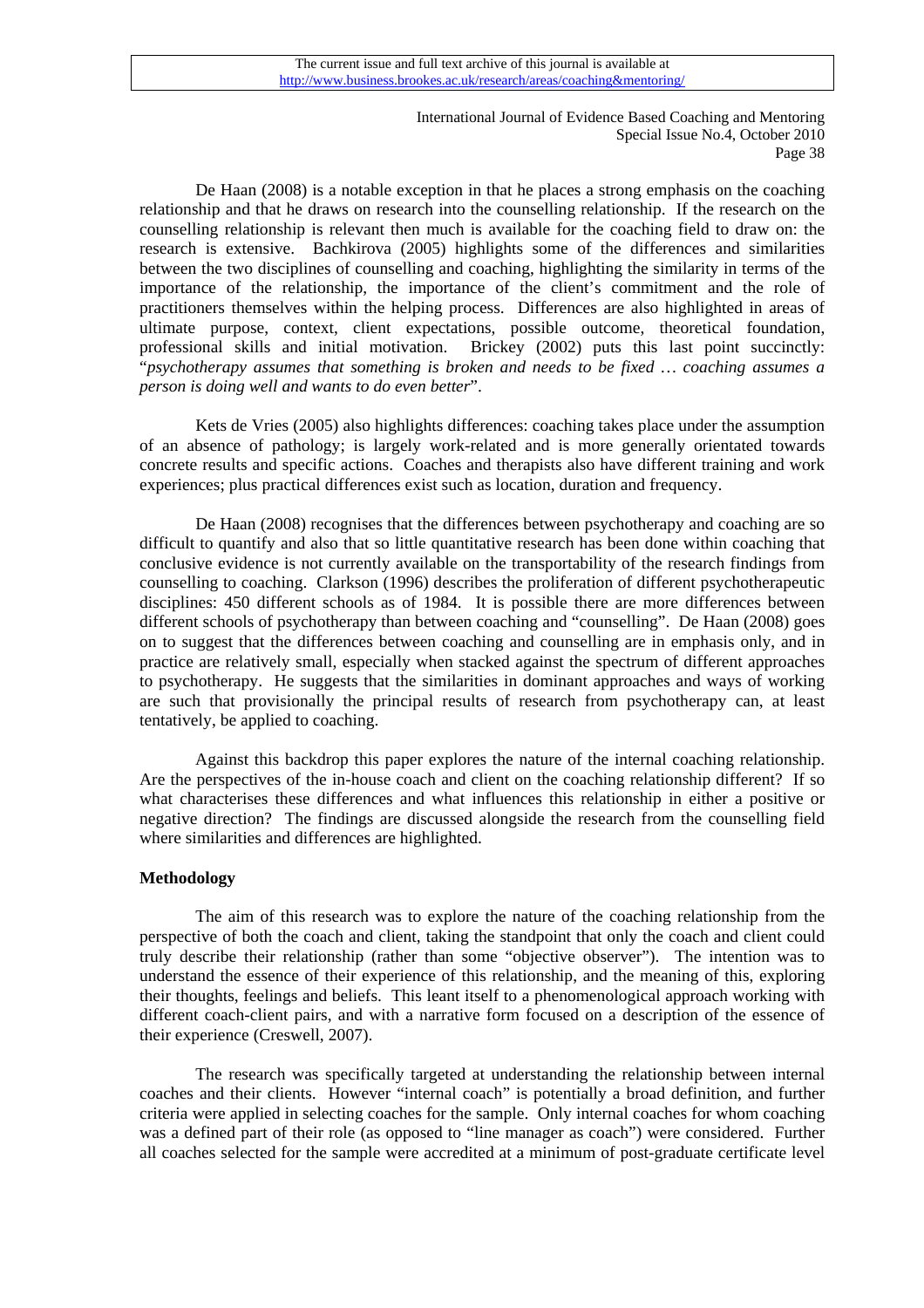De Haan (2008) is a notable exception in that he places a strong emphasis on the coaching relationship and that he draws on research into the counselling relationship. If the research on the counselling relationship is relevant then much is available for the coaching field to draw on: the research is extensive. Bachkirova (2005) highlights some of the differences and similarities between the two disciplines of counselling and coaching, highlighting the similarity in terms of the importance of the relationship, the importance of the client's commitment and the role of practitioners themselves within the helping process. Differences are also highlighted in areas of ultimate purpose, context, client expectations, possible outcome, theoretical foundation, professional skills and initial motivation. Brickey (2002) puts this last point succinctly: "*psychotherapy assumes that something is broken and needs to be fixed … coaching assumes a person is doing well and wants to do even better*".

Kets de Vries (2005) also highlights differences: coaching takes place under the assumption of an absence of pathology; is largely work-related and is more generally orientated towards concrete results and specific actions. Coaches and therapists also have different training and work experiences; plus practical differences exist such as location, duration and frequency.

De Haan (2008) recognises that the differences between psychotherapy and coaching are so difficult to quantify and also that so little quantitative research has been done within coaching that conclusive evidence is not currently available on the transportability of the research findings from counselling to coaching. Clarkson (1996) describes the proliferation of different psychotherapeutic disciplines: 450 different schools as of 1984. It is possible there are more differences between different schools of psychotherapy than between coaching and "counselling". De Haan (2008) goes on to suggest that the differences between coaching and counselling are in emphasis only, and in practice are relatively small, especially when stacked against the spectrum of different approaches to psychotherapy. He suggests that the similarities in dominant approaches and ways of working are such that provisionally the principal results of research from psychotherapy can, at least tentatively, be applied to coaching.

Against this backdrop this paper explores the nature of the internal coaching relationship. Are the perspectives of the in-house coach and client on the coaching relationship different? If so what characterises these differences and what influences this relationship in either a positive or negative direction? The findings are discussed alongside the research from the counselling field where similarities and differences are highlighted.

**Methodology**

The aim of this research was to explore the nature of the coaching relationship from the perspective of both the coach and client, taking the standpoint that only the coach and client could truly describe their relationship (rather than some "objective observer"). The intention was to understand the essence of their experience of this relationship, and the meaning of this, exploring their thoughts, feelings and beliefs. This leant itself to a phenomenological approach working with different coach-client pairs, and with a narrative form focused on a description of the essence of their experience (Creswell, 2007).

The research was specifically targeted at understanding the relationship between internal coaches and their clients. However "internal coach" is potentially a broad definition, and further criteria were applied in selecting coaches for the sample. Only internal coaches for whom coaching was a defined part of their role (as opposed to "line manager as coach") were considered. Further all coaches selected for the sample were accredited at a minimum of post-graduate certificate level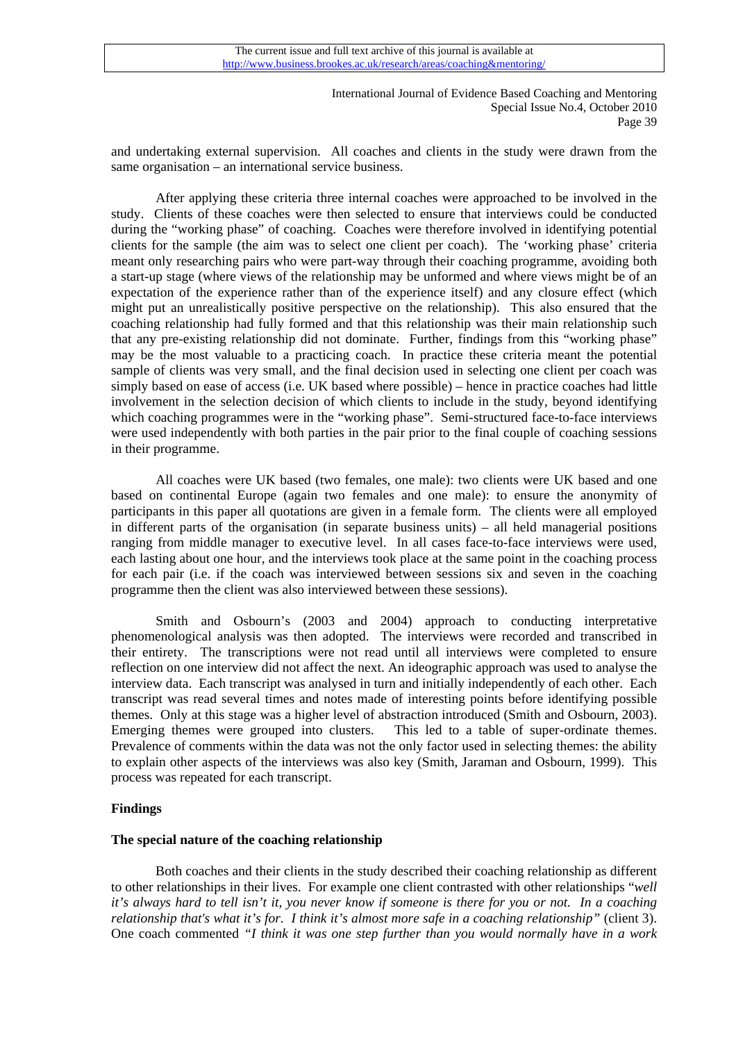and undertaking external supervision. All coaches and clients in the study were drawn from the same organisation – an international service business.

After applying these criteria three internal coaches were approached to be involved in the study. Clients of these coaches were then selected to ensure that interviews could be conducted during the "working phase" of coaching. Coaches were therefore involved in identifying potential clients for the sample (the aim was to select one client per coach). The 'working phase' criteria meant only researching pairs who were part-way through their coaching programme, avoiding both a start-up stage (where views of the relationship may be unformed and where views might be of an expectation of the experience rather than of the experience itself) and any closure effect (which might put an unrealistically positive perspective on the relationship). This also ensured that the coaching relationship had fully formed and that this relationship was their main relationship such that any pre-existing relationship did not dominate. Further, findings from this "working phase" may be the most valuable to a practicing coach. In practice these criteria meant the potential sample of clients was very small, and the final decision used in selecting one client per coach was simply based on ease of access (i.e. UK based where possible) – hence in practice coaches had little involvement in the selection decision of which clients to include in the study, beyond identifying which coaching programmes were in the "working phase". Semi-structured face-to-face interviews were used independently with both parties in the pair prior to the final couple of coaching sessions in their programme.

All coaches were UK based (two females, one male): two clients were UK based and one based on continental Europe (again two females and one male): to ensure the anonymity of participants in this paper all quotations are given in a female form. The clients were all employed in different parts of the organisation (in separate business units) – all held managerial positions ranging from middle manager to executive level. In all cases face-to-face interviews were used, each lasting about one hour, and the interviews took place at the same point in the coaching process for each pair (i.e. if the coach was interviewed between sessions six and seven in the coaching programme then the client was also interviewed between these sessions).

Smith and Osbourn's (2003 and 2004) approach to conducting interpretative phenomenological analysis was then adopted. The interviews were recorded and transcribed in their entirety. The transcriptions were not read until all interviews were completed to ensure reflection on one interview did not affect the next. An ideographic approach was used to analyse the interview data. Each transcript was analysed in turn and initially independently of each other. Each transcript was read several times and notes made of interesting points before identifying possible themes. Only at this stage was a higher level of abstraction introduced (Smith and Osbourn, 2003). Emerging themes were grouped into clusters. This led to a table of super-ordinate themes. Prevalence of comments within the data was not the only factor used in selecting themes: the ability to explain other aspects of the interviews was also key (Smith, Jaraman and Osbourn, 1999). This process was repeated for each transcript.

## Findings

### The special nature of the coaching relationship

Both coaches and their clients in the study described their coaching relationship as different to other relationships in their lives. For example one client contrasted with other relationships "*well it's always hard to tell isn't it, you never know if someone is there for you or not. In a coaching relationship that's what it's for. I think it's almost more safe in a coaching relationship"* (client 3). One coach commented *"I think it was one step further than you would normally have in a work*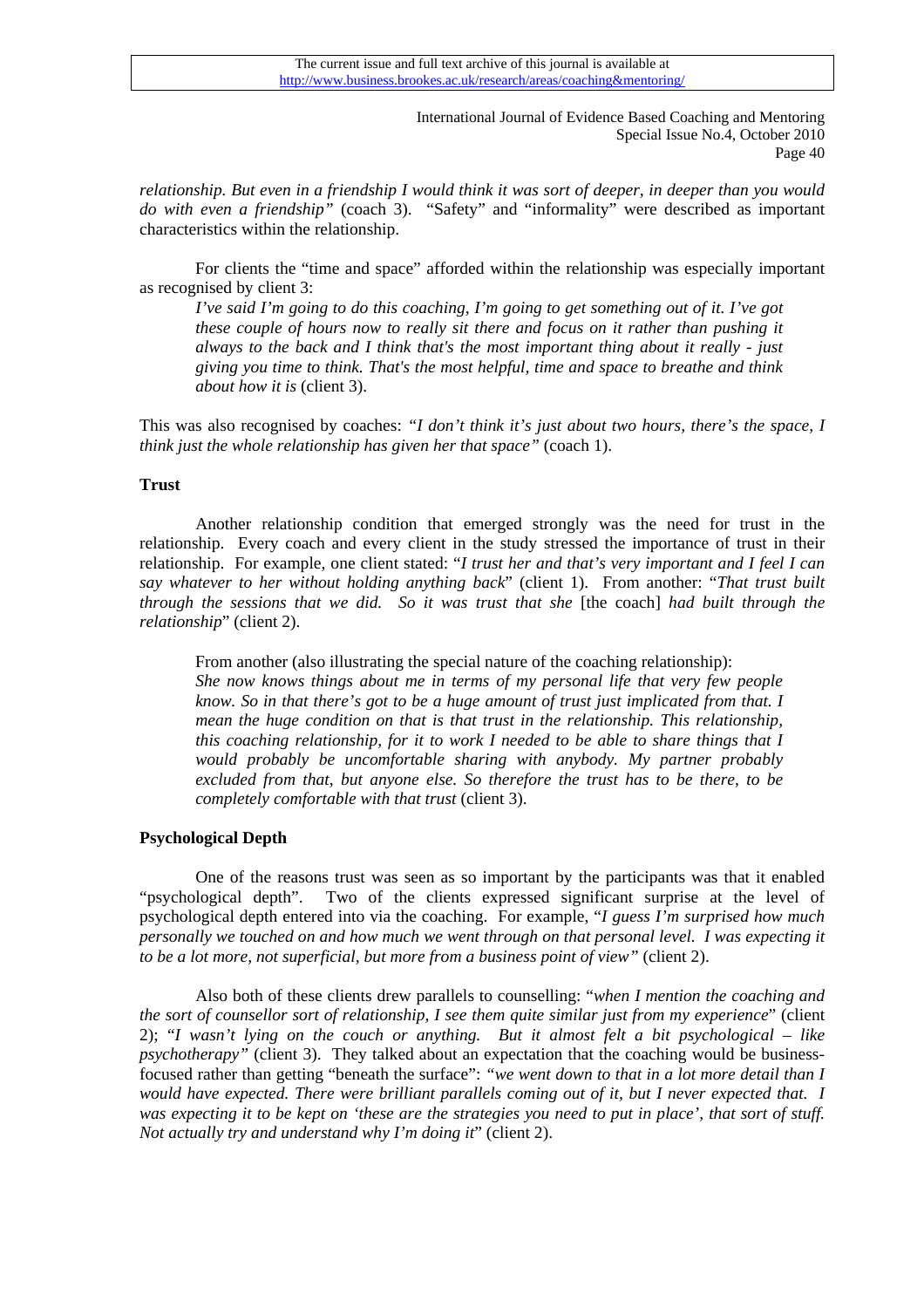*relationship. But even in a friendship I would think it was sort of deeper, in deeper than you would do with even a friendship"* (coach 3). "Safety" and "informality" were described as important characteristics within the relationship.

For clients the "time and space" afforded within the relationship was especially important as recognised by client 3:

> *I've said I'm going to do this coaching, I'm going to get something out of it. I've got these couple of hours now to really sit there and focus on it rather than pushing it always to the back and I think that's the most important thing about it really - just giving you time to think. That's the most helpful, time and space to breathe and think about how it is* (client 3).

This was also recognised by coaches: *"I don't think it's just about two hours, there's the space, I think just the whole relationship has given her that space"* (coach 1).

### Trust

Another relationship condition that emerged strongly was the need for trust in the relationship. Every coach and every client in the study stressed the importance of trust in their relationship. For example, one client stated: "*I trust her and that's very important and I feel I can say whatever to her without holding anything back*" (client 1). From another: "*That trust built through the sessions that we did. So it was trust that she* [the coach] *had built through the relationship*" (client 2).

> From another (also illustrating the special nature of the coaching relationship):
> *She now knows things about me in terms of my personal life that very few people know. So in that there's got to be a huge amount of trust just implicated from that. I mean the huge condition on that is that trust in the relationship. This relationship, this coaching relationship, for it to work I needed to be able to share things that I would probably be uncomfortable sharing with anybody. My partner probably excluded from that, but anyone else. So therefore the trust has to be there, to be completely comfortable with that trust* (client 3).

### Psychological Depth

One of the reasons trust was seen as so important by the participants was that it enabled "psychological depth". Two of the clients expressed significant surprise at the level of psychological depth entered into via the coaching. For example, "*I guess I'm surprised how much personally we touched on and how much we went through on that personal level. I was expecting it to be a lot more, not superficial, but more from a business point of view"* (client 2).

Also both of these clients drew parallels to counselling: "*when I mention the coaching and the sort of counsellor sort of relationship, I see them quite similar just from my experience*" (client 2); *"I wasn't lying on the couch or anything. But it almost felt a bit psychological – like psychotherapy"* (client 3). They talked about an expectation that the coaching would be business-focused rather than getting "beneath the surface": *"we went down to that in a lot more detail than I would have expected. There were brilliant parallels coming out of it, but I never expected that. I was expecting it to be kept on 'these are the strategies you need to put in place', that sort of stuff. Not actually try and understand why I'm doing it*" (client 2).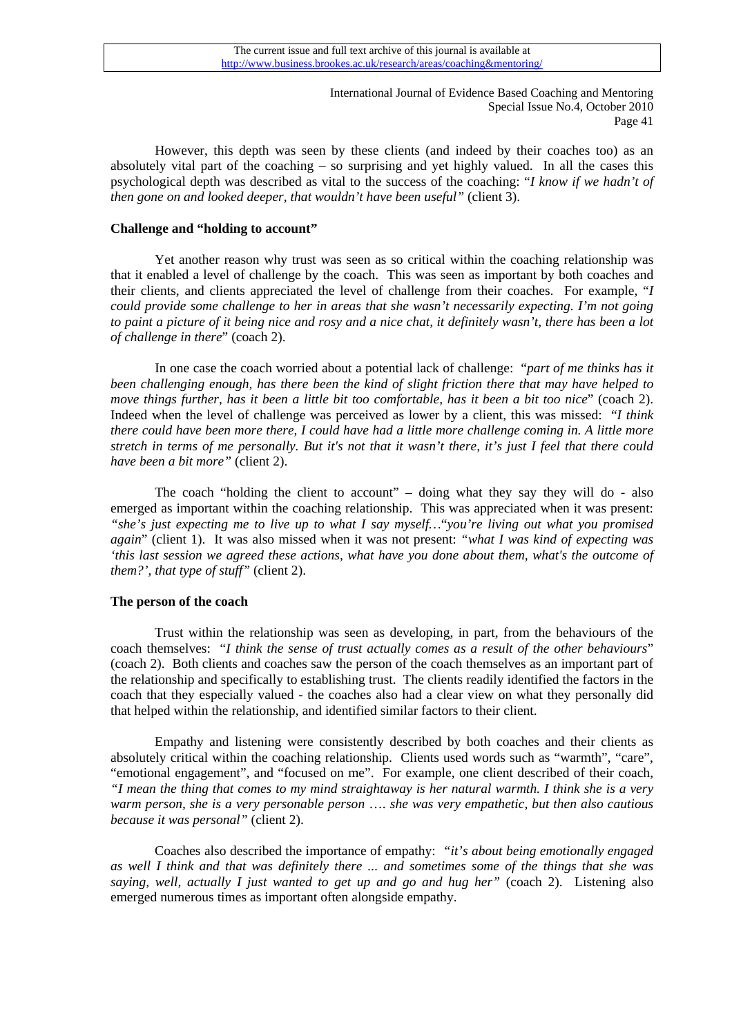However, this depth was seen by these clients (and indeed by their coaches too) as an absolutely vital part of the coaching – so surprising and yet highly valued. In all the cases this psychological depth was described as vital to the success of the coaching: "*I know if we hadn't of then gone on and looked deeper, that wouldn't have been useful"* (client 3).

**Challenge and "holding to account"**

Yet another reason why trust was seen as so critical within the coaching relationship was that it enabled a level of challenge by the coach. This was seen as important by both coaches and their clients, and clients appreciated the level of challenge from their coaches. For example, "*I could provide some challenge to her in areas that she wasn't necessarily expecting. I'm not going to paint a picture of it being nice and rosy and a nice chat, it definitely wasn't, there has been a lot of challenge in there*" (coach 2).

In one case the coach worried about a potential lack of challenge: *"part of me thinks has it been challenging enough, has there been the kind of slight friction there that may have helped to move things further, has it been a little bit too comfortable, has it been a bit too nice*" (coach 2). Indeed when the level of challenge was perceived as lower by a client, this was missed: *"I think there could have been more there, I could have had a little more challenge coming in. A little more stretch in terms of me personally. But it's not that it wasn't there, it's just I feel that there could have been a bit more"* (client 2).

The coach "holding the client to account" – doing what they say they will do - also emerged as important within the coaching relationship. This was appreciated when it was present: *"she's just expecting me to live up to what I say myself…"you're living out what you promised again*" (client 1). It was also missed when it was not present: *"what I was kind of expecting was 'this last session we agreed these actions, what have you done about them, what's the outcome of them?', that type of stuff"* (client 2).

**The person of the coach**

Trust within the relationship was seen as developing, in part, from the behaviours of the coach themselves: *"I think the sense of trust actually comes as a result of the other behaviours*" (coach 2). Both clients and coaches saw the person of the coach themselves as an important part of the relationship and specifically to establishing trust. The clients readily identified the factors in the coach that they especially valued - the coaches also had a clear view on what they personally did that helped within the relationship, and identified similar factors to their client.

Empathy and listening were consistently described by both coaches and their clients as absolutely critical within the coaching relationship. Clients used words such as "warmth", "care", "emotional engagement", and "focused on me". For example, one client described of their coach, *"I mean the thing that comes to my mind straightaway is her natural warmth. I think she is a very warm person, she is a very personable person …. she was very empathetic, but then also cautious because it was personal"* (client 2).

Coaches also described the importance of empathy: *"it's about being emotionally engaged as well I think and that was definitely there ... and sometimes some of the things that she was saying, well, actually I just wanted to get up and go and hug her"* (coach 2). Listening also emerged numerous times as important often alongside empathy.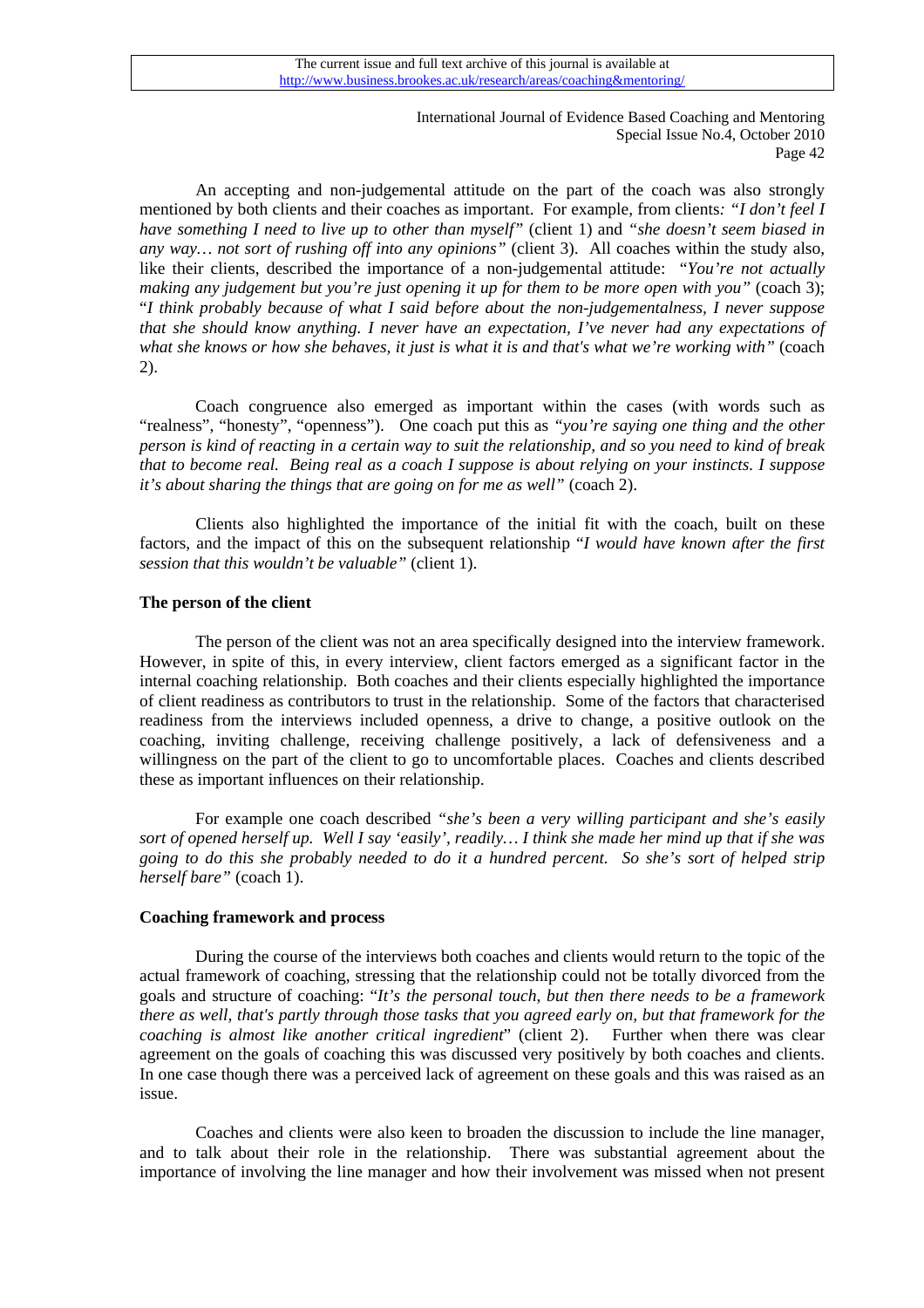An accepting and non-judgemental attitude on the part of the coach was also strongly mentioned by both clients and their coaches as important. For example, from clients: *"I don't feel I have something I need to live up to other than myself"* (client 1) and *"she doesn't seem biased in any way… not sort of rushing off into any opinions"* (client 3). All coaches within the study also, like their clients, described the importance of a non-judgemental attitude: *"You're not actually making any judgement but you're just opening it up for them to be more open with you"* (coach 3); "*I think probably because of what I said before about the non-judgementalness, I never suppose that she should know anything. I never have an expectation, I've never had any expectations of what she knows or how she behaves, it just is what it is and that's what we're working with"* (coach 2).

Coach congruence also emerged as important within the cases (with words such as "realness", "honesty", "openness"). One coach put this as *"you're saying one thing and the other person is kind of reacting in a certain way to suit the relationship, and so you need to kind of break that to become real. Being real as a coach I suppose is about relying on your instincts. I suppose it's about sharing the things that are going on for me as well"* (coach 2).

Clients also highlighted the importance of the initial fit with the coach, built on these factors, and the impact of this on the subsequent relationship "*I would have known after the first session that this wouldn't be valuable"* (client 1).

**The person of the client**

The person of the client was not an area specifically designed into the interview framework. However, in spite of this, in every interview, client factors emerged as a significant factor in the internal coaching relationship. Both coaches and their clients especially highlighted the importance of client readiness as contributors to trust in the relationship. Some of the factors that characterised readiness from the interviews included openness, a drive to change, a positive outlook on the coaching, inviting challenge, receiving challenge positively, a lack of defensiveness and a willingness on the part of the client to go to uncomfortable places. Coaches and clients described these as important influences on their relationship.

For example one coach described *"she's been a very willing participant and she's easily sort of opened herself up. Well I say 'easily', readily… I think she made her mind up that if she was going to do this she probably needed to do it a hundred percent. So she's sort of helped strip herself bare"* (coach 1).

**Coaching framework and process**

During the course of the interviews both coaches and clients would return to the topic of the actual framework of coaching, stressing that the relationship could not be totally divorced from the goals and structure of coaching: "*It's the personal touch, but then there needs to be a framework there as well, that's partly through those tasks that you agreed early on, but that framework for the coaching is almost like another critical ingredient*" (client 2). Further when there was clear agreement on the goals of coaching this was discussed very positively by both coaches and clients. In one case though there was a perceived lack of agreement on these goals and this was raised as an issue.

Coaches and clients were also keen to broaden the discussion to include the line manager, and to talk about their role in the relationship. There was substantial agreement about the importance of involving the line manager and how their involvement was missed when not present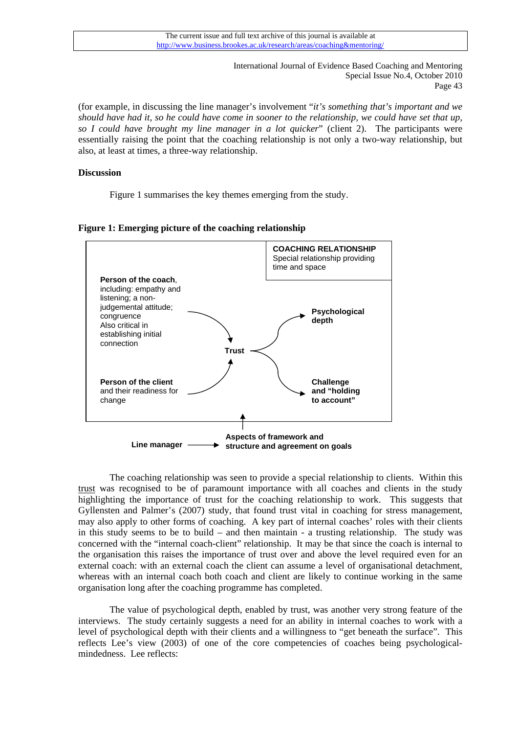(for example, in discussing the line manager's involvement "*it's something that's important and we should have had it, so he could have come in sooner to the relationship, we could have set that up, so I could have brought my line manager in a lot quicker*" (client 2). The participants were essentially raising the point that the coaching relationship is not only a two-way relationship, but also, at least at times, a three-way relationship.

## Discussion

Figure 1 summarises the key themes emerging from the study.

**Figure 1: Emerging picture of the coaching relationship**

**COACHING RELATIONSHIP**
Special relationship providing time and space

**Person of the coach**, including: empathy and listening; a non-judgemental attitude; congruence
Also critical in establishing initial connection

**Person of the client** and their readiness for change

**Trust**

**Psychological depth**

**Challenge and "holding to account"**

**Line manager** → **Aspects of framework and structure and agreement on goals**

The coaching relationship was seen to provide a special relationship to clients. Within this trust was recognised to be of paramount importance with all coaches and clients in the study highlighting the importance of trust for the coaching relationship to work. This suggests that Gyllensten and Palmer's (2007) study, that found trust vital in coaching for stress management, may also apply to other forms of coaching. A key part of internal coaches' roles with their clients in this study seems to be to build – and then maintain - a trusting relationship. The study was concerned with the "internal coach-client" relationship. It may be that since the coach is internal to the organisation this raises the importance of trust over and above the level required even for an external coach: with an external coach the client can assume a level of organisational detachment, whereas with an internal coach both coach and client are likely to continue working in the same organisation long after the coaching programme has completed.

The value of psychological depth, enabled by trust, was another very strong feature of the interviews. The study certainly suggests a need for an ability in internal coaches to work with a level of psychological depth with their clients and a willingness to "get beneath the surface". This reflects Lee's view (2003) of one of the core competencies of coaches being psychological-mindedness. Lee reflects: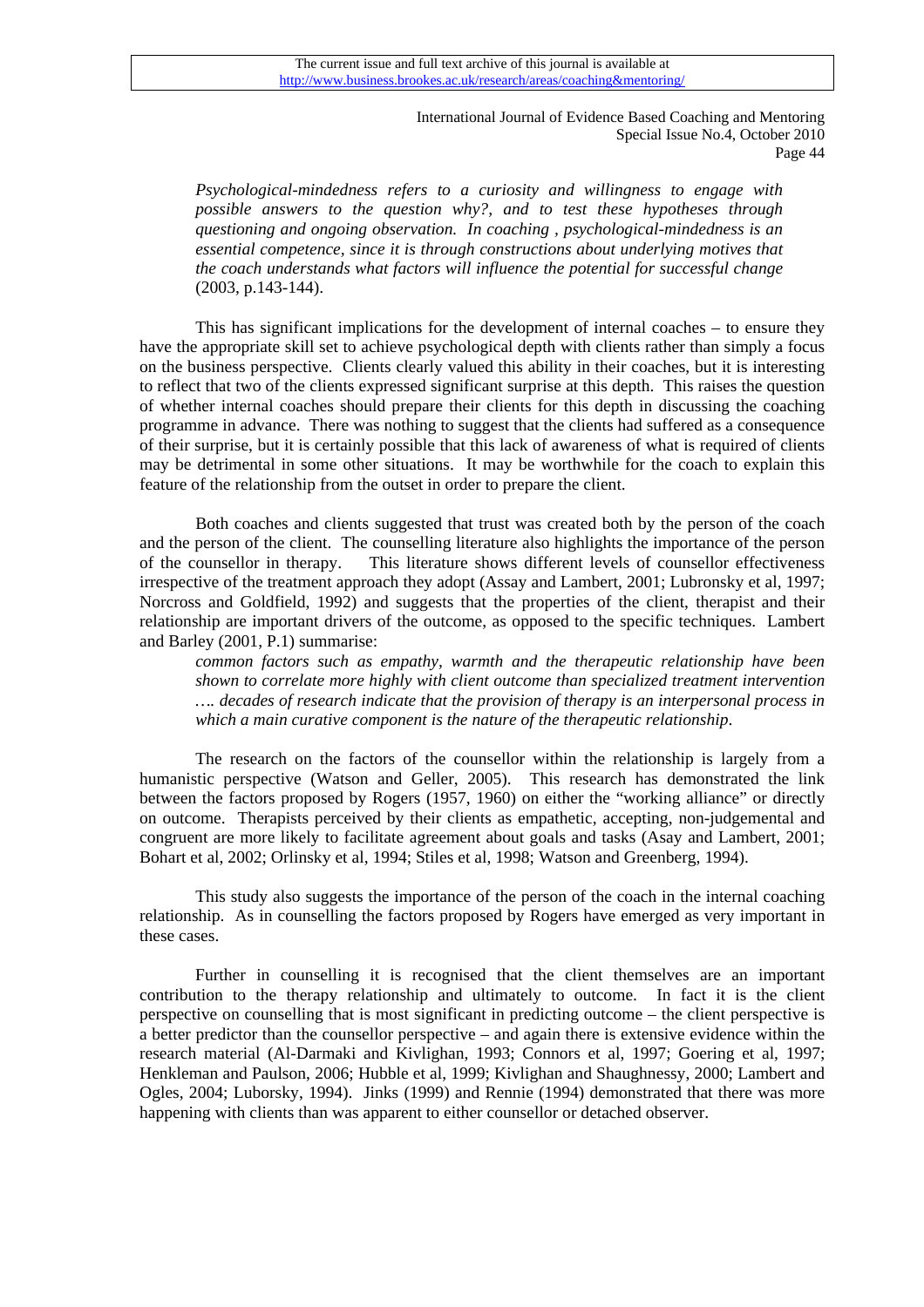*Psychological-mindedness refers to a curiosity and willingness to engage with possible answers to the question why?, and to test these hypotheses through questioning and ongoing observation. In coaching , psychological-mindedness is an essential competence, since it is through constructions about underlying motives that the coach understands what factors will influence the potential for successful change* (2003, p.143-144).

This has significant implications for the development of internal coaches – to ensure they have the appropriate skill set to achieve psychological depth with clients rather than simply a focus on the business perspective. Clients clearly valued this ability in their coaches, but it is interesting to reflect that two of the clients expressed significant surprise at this depth. This raises the question of whether internal coaches should prepare their clients for this depth in discussing the coaching programme in advance. There was nothing to suggest that the clients had suffered as a consequence of their surprise, but it is certainly possible that this lack of awareness of what is required of clients may be detrimental in some other situations. It may be worthwhile for the coach to explain this feature of the relationship from the outset in order to prepare the client.

Both coaches and clients suggested that trust was created both by the person of the coach and the person of the client. The counselling literature also highlights the importance of the person of the counsellor in therapy. This literature shows different levels of counsellor effectiveness irrespective of the treatment approach they adopt (Assay and Lambert, 2001; Lubronsky et al, 1997; Norcross and Goldfield, 1992) and suggests that the properties of the client, therapist and their relationship are important drivers of the outcome, as opposed to the specific techniques. Lambert and Barley (2001, P.1) summarise:

*common factors such as empathy, warmth and the therapeutic relationship have been shown to correlate more highly with client outcome than specialized treatment intervention …. decades of research indicate that the provision of therapy is an interpersonal process in which a main curative component is the nature of the therapeutic relationship*.

The research on the factors of the counsellor within the relationship is largely from a humanistic perspective (Watson and Geller, 2005). This research has demonstrated the link between the factors proposed by Rogers (1957, 1960) on either the "working alliance" or directly on outcome. Therapists perceived by their clients as empathetic, accepting, non-judgemental and congruent are more likely to facilitate agreement about goals and tasks (Asay and Lambert, 2001; Bohart et al, 2002; Orlinsky et al, 1994; Stiles et al, 1998; Watson and Greenberg, 1994).

This study also suggests the importance of the person of the coach in the internal coaching relationship. As in counselling the factors proposed by Rogers have emerged as very important in these cases.

Further in counselling it is recognised that the client themselves are an important contribution to the therapy relationship and ultimately to outcome. In fact it is the client perspective on counselling that is most significant in predicting outcome – the client perspective is a better predictor than the counsellor perspective – and again there is extensive evidence within the research material (Al-Darmaki and Kivlighan, 1993; Connors et al, 1997; Goering et al, 1997; Henkleman and Paulson, 2006; Hubble et al, 1999; Kivlighan and Shaughnessy, 2000; Lambert and Ogles, 2004; Luborsky, 1994). Jinks (1999) and Rennie (1994) demonstrated that there was more happening with clients than was apparent to either counsellor or detached observer.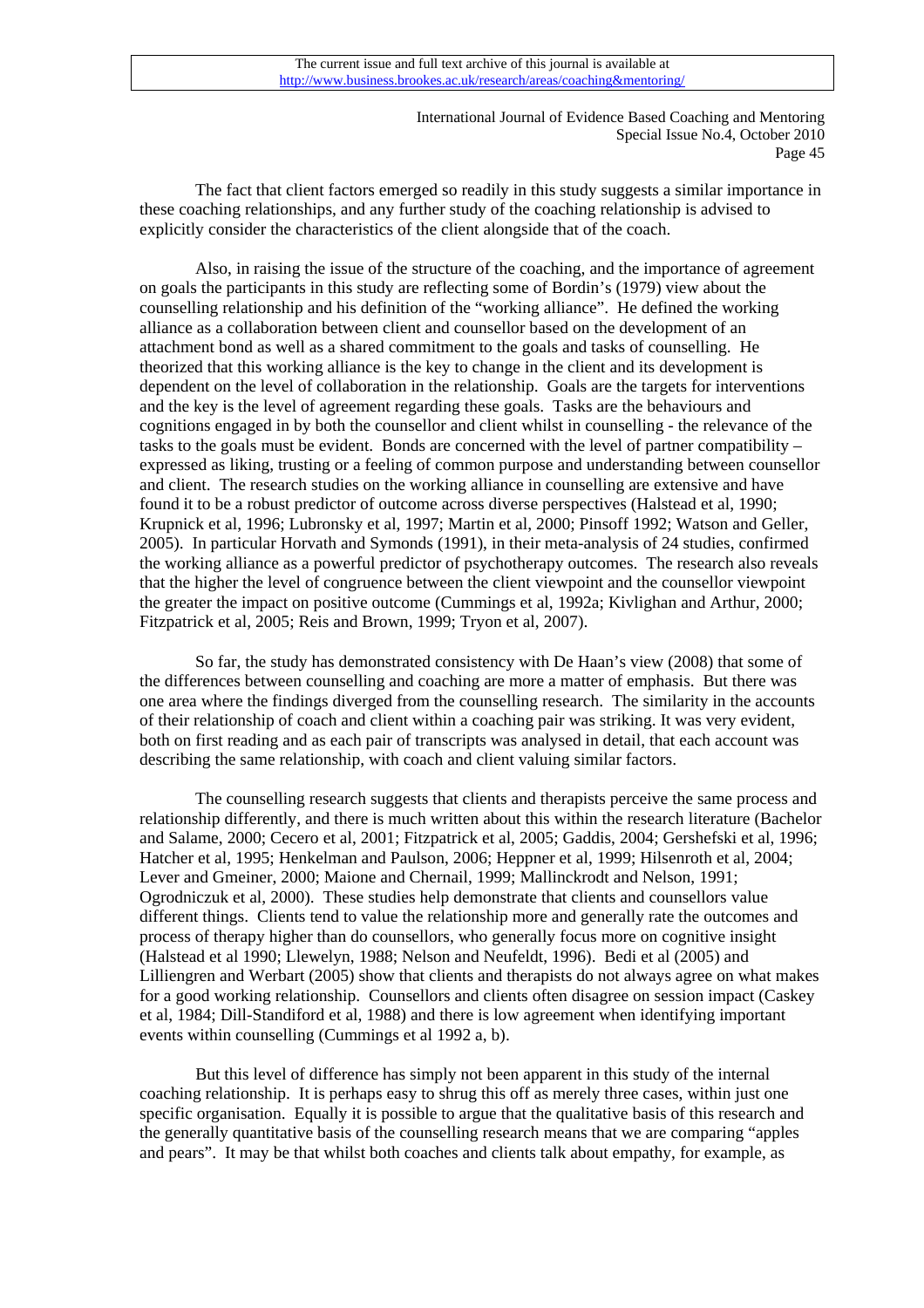The fact that client factors emerged so readily in this study suggests a similar importance in these coaching relationships, and any further study of the coaching relationship is advised to explicitly consider the characteristics of the client alongside that of the coach.

Also, in raising the issue of the structure of the coaching, and the importance of agreement on goals the participants in this study are reflecting some of Bordin's (1979) view about the counselling relationship and his definition of the "working alliance". He defined the working alliance as a collaboration between client and counsellor based on the development of an attachment bond as well as a shared commitment to the goals and tasks of counselling. He theorized that this working alliance is the key to change in the client and its development is dependent on the level of collaboration in the relationship. Goals are the targets for interventions and the key is the level of agreement regarding these goals. Tasks are the behaviours and cognitions engaged in by both the counsellor and client whilst in counselling - the relevance of the tasks to the goals must be evident. Bonds are concerned with the level of partner compatibility – expressed as liking, trusting or a feeling of common purpose and understanding between counsellor and client. The research studies on the working alliance in counselling are extensive and have found it to be a robust predictor of outcome across diverse perspectives (Halstead et al, 1990; Krupnick et al, 1996; Lubronsky et al, 1997; Martin et al, 2000; Pinsoff 1992; Watson and Geller, 2005). In particular Horvath and Symonds (1991), in their meta-analysis of 24 studies, confirmed the working alliance as a powerful predictor of psychotherapy outcomes. The research also reveals that the higher the level of congruence between the client viewpoint and the counsellor viewpoint the greater the impact on positive outcome (Cummings et al, 1992a; Kivlighan and Arthur, 2000; Fitzpatrick et al, 2005; Reis and Brown, 1999; Tryon et al, 2007).

So far, the study has demonstrated consistency with De Haan's view (2008) that some of the differences between counselling and coaching are more a matter of emphasis. But there was one area where the findings diverged from the counselling research. The similarity in the accounts of their relationship of coach and client within a coaching pair was striking. It was very evident, both on first reading and as each pair of transcripts was analysed in detail, that each account was describing the same relationship, with coach and client valuing similar factors.

The counselling research suggests that clients and therapists perceive the same process and relationship differently, and there is much written about this within the research literature (Bachelor and Salame, 2000; Cecero et al, 2001; Fitzpatrick et al, 2005; Gaddis, 2004; Gershefski et al, 1996; Hatcher et al, 1995; Henkelman and Paulson, 2006; Heppner et al, 1999; Hilsenroth et al, 2004; Lever and Gmeiner, 2000; Maione and Chernail, 1999; Mallinckrodt and Nelson, 1991; Ogrodniczuk et al, 2000). These studies help demonstrate that clients and counsellors value different things. Clients tend to value the relationship more and generally rate the outcomes and process of therapy higher than do counsellors, who generally focus more on cognitive insight (Halstead et al 1990; Llewelyn, 1988; Nelson and Neufeldt, 1996). Bedi et al (2005) and Lilliengren and Werbart (2005) show that clients and therapists do not always agree on what makes for a good working relationship. Counsellors and clients often disagree on session impact (Caskey et al, 1984; Dill-Standiford et al, 1988) and there is low agreement when identifying important events within counselling (Cummings et al 1992 a, b).

But this level of difference has simply not been apparent in this study of the internal coaching relationship. It is perhaps easy to shrug this off as merely three cases, within just one specific organisation. Equally it is possible to argue that the qualitative basis of this research and the generally quantitative basis of the counselling research means that we are comparing "apples and pears". It may be that whilst both coaches and clients talk about empathy, for example, as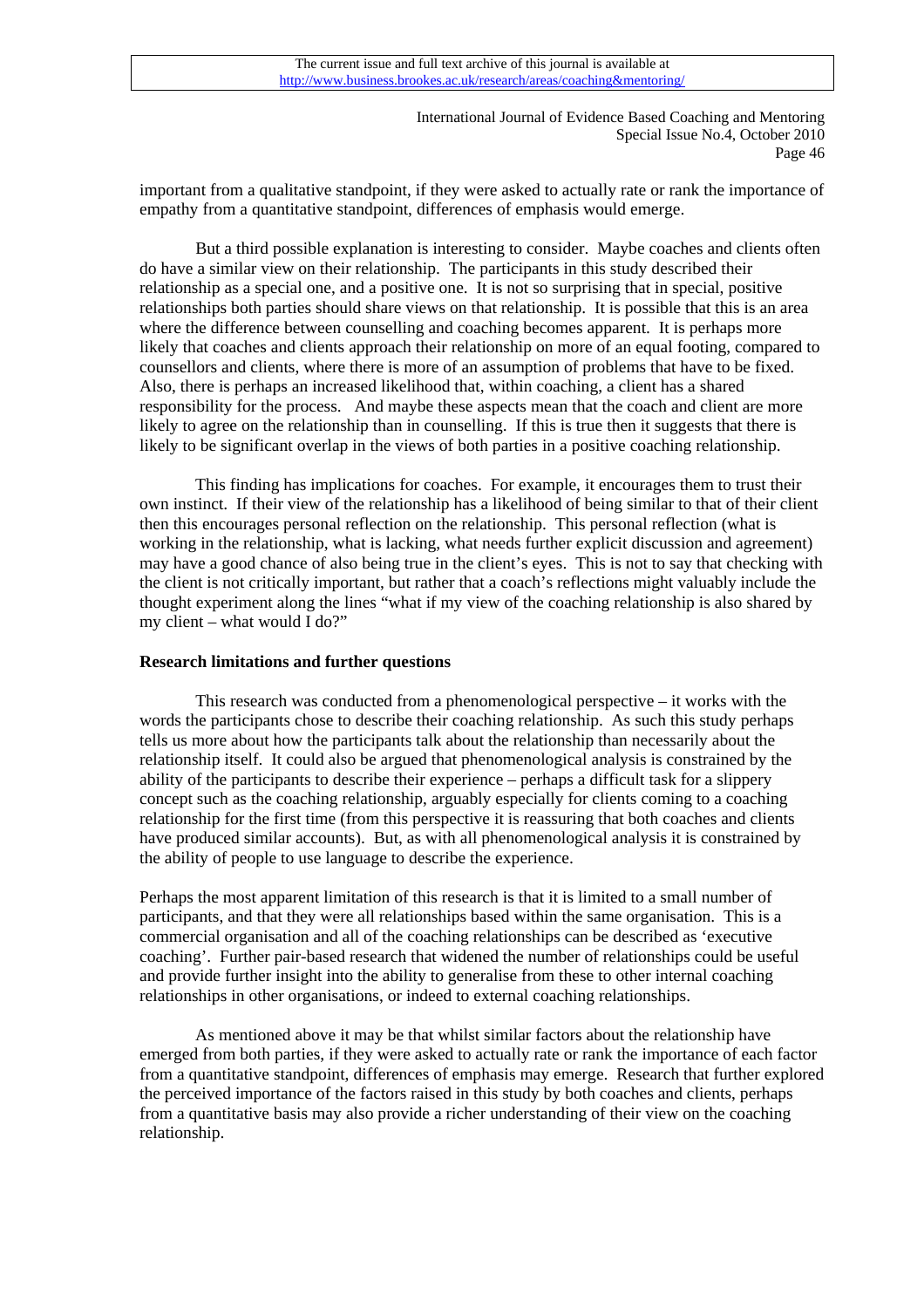important from a qualitative standpoint, if they were asked to actually rate or rank the importance of empathy from a quantitative standpoint, differences of emphasis would emerge.

But a third possible explanation is interesting to consider. Maybe coaches and clients often do have a similar view on their relationship. The participants in this study described their relationship as a special one, and a positive one. It is not so surprising that in special, positive relationships both parties should share views on that relationship. It is possible that this is an area where the difference between counselling and coaching becomes apparent. It is perhaps more likely that coaches and clients approach their relationship on more of an equal footing, compared to counsellors and clients, where there is more of an assumption of problems that have to be fixed. Also, there is perhaps an increased likelihood that, within coaching, a client has a shared responsibility for the process. And maybe these aspects mean that the coach and client are more likely to agree on the relationship than in counselling. If this is true then it suggests that there is likely to be significant overlap in the views of both parties in a positive coaching relationship.

This finding has implications for coaches. For example, it encourages them to trust their own instinct. If their view of the relationship has a likelihood of being similar to that of their client then this encourages personal reflection on the relationship. This personal reflection (what is working in the relationship, what is lacking, what needs further explicit discussion and agreement) may have a good chance of also being true in the client's eyes. This is not to say that checking with the client is not critically important, but rather that a coach's reflections might valuably include the thought experiment along the lines "what if my view of the coaching relationship is also shared by my client – what would I do?"

**Research limitations and further questions**

This research was conducted from a phenomenological perspective – it works with the words the participants chose to describe their coaching relationship. As such this study perhaps tells us more about how the participants talk about the relationship than necessarily about the relationship itself. It could also be argued that phenomenological analysis is constrained by the ability of the participants to describe their experience – perhaps a difficult task for a slippery concept such as the coaching relationship, arguably especially for clients coming to a coaching relationship for the first time (from this perspective it is reassuring that both coaches and clients have produced similar accounts). But, as with all phenomenological analysis it is constrained by the ability of people to use language to describe the experience.

Perhaps the most apparent limitation of this research is that it is limited to a small number of participants, and that they were all relationships based within the same organisation. This is a commercial organisation and all of the coaching relationships can be described as 'executive coaching'. Further pair-based research that widened the number of relationships could be useful and provide further insight into the ability to generalise from these to other internal coaching relationships in other organisations, or indeed to external coaching relationships.

As mentioned above it may be that whilst similar factors about the relationship have emerged from both parties, if they were asked to actually rate or rank the importance of each factor from a quantitative standpoint, differences of emphasis may emerge. Research that further explored the perceived importance of the factors raised in this study by both coaches and clients, perhaps from a quantitative basis may also provide a richer understanding of their view on the coaching relationship.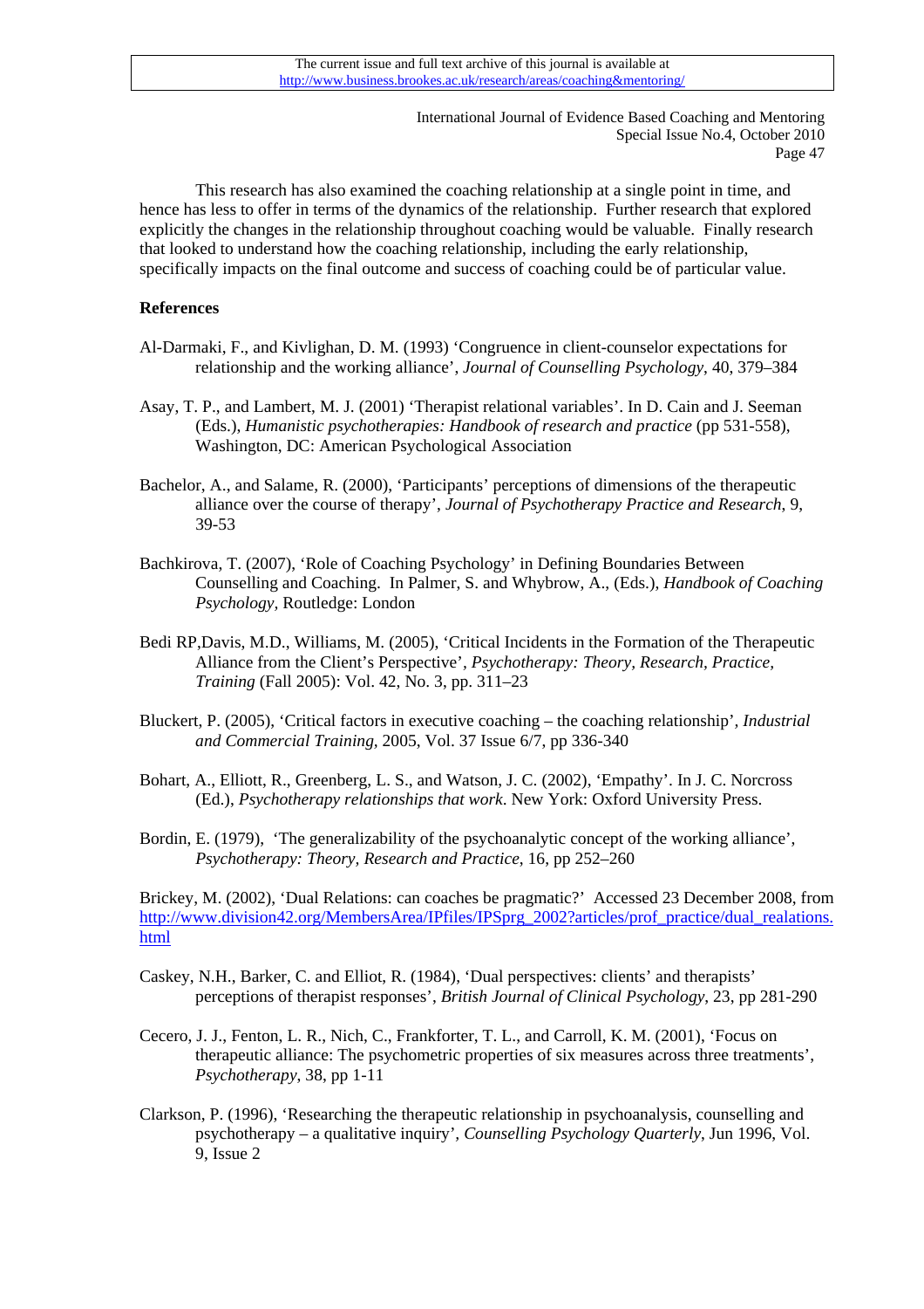This research has also examined the coaching relationship at a single point in time, and hence has less to offer in terms of the dynamics of the relationship. Further research that explored explicitly the changes in the relationship throughout coaching would be valuable. Finally research that looked to understand how the coaching relationship, including the early relationship, specifically impacts on the final outcome and success of coaching could be of particular value.

**References**

Al-Darmaki, F., and Kivlighan, D. M. (1993) 'Congruence in client-counselor expectations for relationship and the working alliance', *Journal of Counselling Psychology*, 40, 379–384

Asay, T. P., and Lambert, M. J. (2001) 'Therapist relational variables'. In D. Cain and J. Seeman (Eds.), *Humanistic psychotherapies: Handbook of research and practice* (pp 531-558), Washington, DC: American Psychological Association

Bachelor, A., and Salame, R. (2000), 'Participants' perceptions of dimensions of the therapeutic alliance over the course of therapy', *Journal of Psychotherapy Practice and Research*, 9, 39-53

Bachkirova, T. (2007), 'Role of Coaching Psychology' in Defining Boundaries Between Counselling and Coaching. In Palmer, S. and Whybrow, A., (Eds.), *Handbook of Coaching Psychology,* Routledge: London

Bedi RP,Davis, M.D., Williams, M. (2005), 'Critical Incidents in the Formation of the Therapeutic Alliance from the Client's Perspective', *Psychotherapy: Theory, Research, Practice, Training* (Fall 2005): Vol. 42, No. 3, pp. 311–23

Bluckert, P. (2005), 'Critical factors in executive coaching – the coaching relationship', *Industrial and Commercial Training*, 2005, Vol. 37 Issue 6/7, pp 336-340

Bohart, A., Elliott, R., Greenberg, L. S., and Watson, J. C. (2002), 'Empathy'. In J. C. Norcross (Ed.), *Psychotherapy relationships that work*. New York: Oxford University Press.

Bordin, E. (1979), 'The generalizability of the psychoanalytic concept of the working alliance', *Psychotherapy: Theory, Research and Practice*, 16, pp 252–260

Brickey, M. (2002), 'Dual Relations: can coaches be pragmatic?' Accessed 23 December 2008, from http://www.division42.org/MembersArea/IPfiles/IPSprg_2002?articles/prof_practice/dual_realations.html

Caskey, N.H., Barker, C. and Elliot, R. (1984), 'Dual perspectives: clients' and therapists' perceptions of therapist responses', *British Journal of Clinical Psychology*, 23, pp 281-290

Cecero, J. J., Fenton, L. R., Nich, C., Frankforter, T. L., and Carroll, K. M. (2001), 'Focus on therapeutic alliance: The psychometric properties of six measures across three treatments', *Psychotherapy*, 38, pp 1-11

Clarkson, P. (1996), 'Researching the therapeutic relationship in psychoanalysis, counselling and psychotherapy – a qualitative inquiry', *Counselling Psychology Quarterly*, Jun 1996, Vol. 9, Issue 2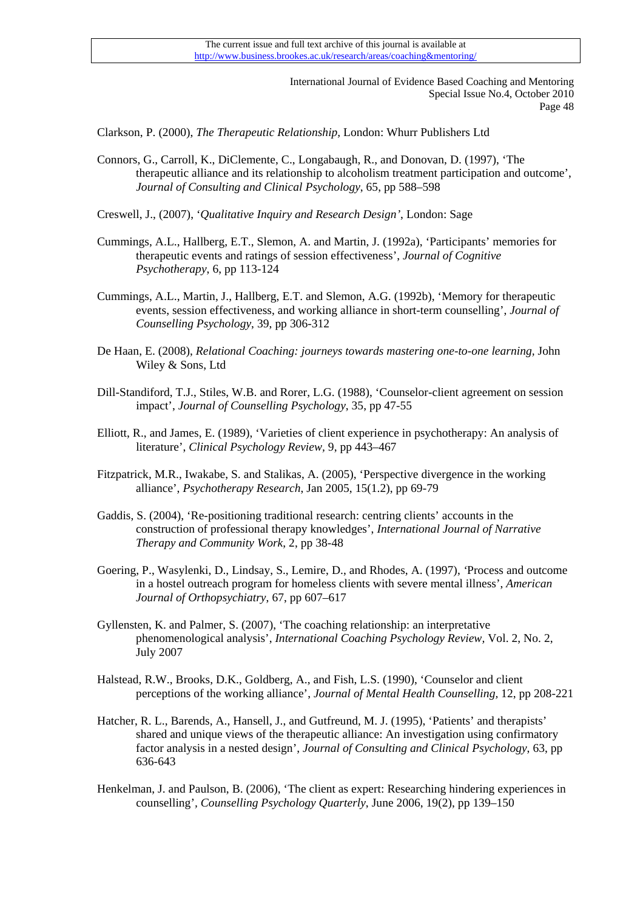Clarkson, P. (2000), *The Therapeutic Relationship*, London: Whurr Publishers Ltd

Connors, G., Carroll, K., DiClemente, C., Longabaugh, R., and Donovan, D. (1997), 'The therapeutic alliance and its relationship to alcoholism treatment participation and outcome', *Journal of Consulting and Clinical Psychology*, 65, pp 588–598

Creswell, J., (2007), '*Qualitative Inquiry and Research Design'*, London: Sage

Cummings, A.L., Hallberg, E.T., Slemon, A. and Martin, J. (1992a), 'Participants' memories for therapeutic events and ratings of session effectiveness', *Journal of Cognitive Psychotherapy*, 6, pp 113-124

Cummings, A.L., Martin, J., Hallberg, E.T. and Slemon, A.G. (1992b), 'Memory for therapeutic events, session effectiveness, and working alliance in short-term counselling', *Journal of Counselling Psychology*, 39, pp 306-312

De Haan, E. (2008), *Relational Coaching: journeys towards mastering one-to-one learning*, John Wiley & Sons, Ltd

Dill-Standiford, T.J., Stiles, W.B. and Rorer, L.G. (1988), 'Counselor-client agreement on session impact', *Journal of Counselling Psychology*, 35, pp 47-55

Elliott, R., and James, E. (1989), 'Varieties of client experience in psychotherapy: An analysis of literature', *Clinical Psychology Review*, 9, pp 443–467

Fitzpatrick, M.R., Iwakabe, S. and Stalikas, A. (2005), 'Perspective divergence in the working alliance', *Psychotherapy Research*, Jan 2005, 15(1.2), pp 69-79

Gaddis, S. (2004), 'Re-positioning traditional research: centring clients' accounts in the construction of professional therapy knowledges', *International Journal of Narrative Therapy and Community Work*, 2, pp 38-48

Goering, P., Wasylenki, D., Lindsay, S., Lemire, D., and Rhodes, A. (1997), 'Process and outcome in a hostel outreach program for homeless clients with severe mental illness', *American Journal of Orthopsychiatry*, 67, pp 607–617

Gyllensten, K. and Palmer, S. (2007), 'The coaching relationship: an interpretative phenomenological analysis', *International Coaching Psychology Review*, Vol. 2, No. 2, July 2007

Halstead, R.W., Brooks, D.K., Goldberg, A., and Fish, L.S. (1990), 'Counselor and client perceptions of the working alliance', *Journal of Mental Health Counselling*, 12, pp 208-221

Hatcher, R. L., Barends, A., Hansell, J., and Gutfreund, M. J. (1995), 'Patients' and therapists' shared and unique views of the therapeutic alliance: An investigation using confirmatory factor analysis in a nested design', *Journal of Consulting and Clinical Psychology*, 63, pp 636-643

Henkelman, J. and Paulson, B. (2006), 'The client as expert: Researching hindering experiences in counselling', *Counselling Psychology Quarterly*, June 2006, 19(2), pp 139–150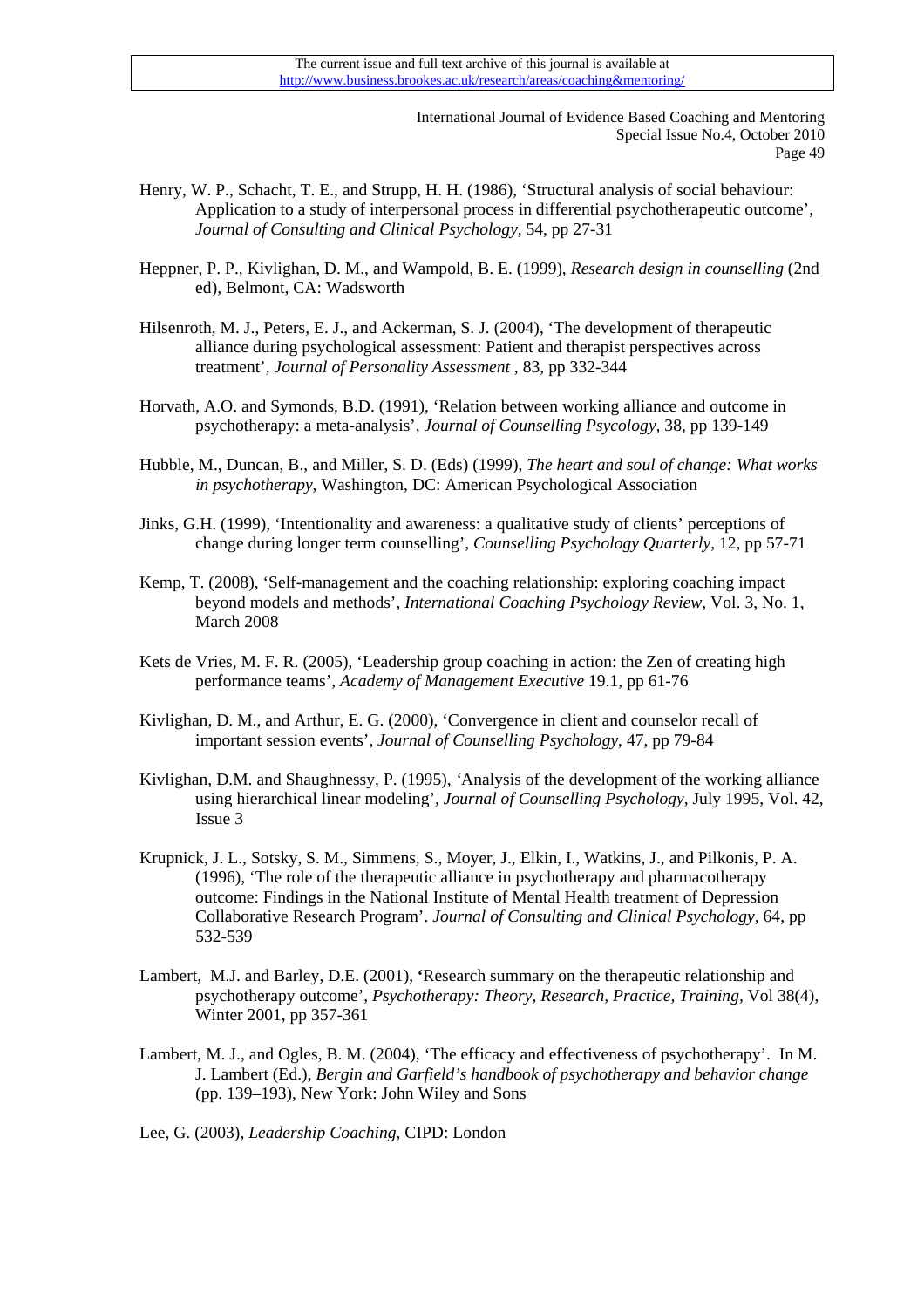Henry, W. P., Schacht, T. E., and Strupp, H. H. (1986), 'Structural analysis of social behaviour: Application to a study of interpersonal process in differential psychotherapeutic outcome', *Journal of Consulting and Clinical Psychology*, 54, pp 27-31

Heppner, P. P., Kivlighan, D. M., and Wampold, B. E. (1999), *Research design in counselling* (2nd ed), Belmont, CA: Wadsworth

Hilsenroth, M. J., Peters, E. J., and Ackerman, S. J. (2004), 'The development of therapeutic alliance during psychological assessment: Patient and therapist perspectives across treatment', *Journal of Personality Assessment* , 83, pp 332-344

Horvath, A.O. and Symonds, B.D. (1991), 'Relation between working alliance and outcome in psychotherapy: a meta-analysis', *Journal of Counselling Psycology*, 38, pp 139-149

Hubble, M., Duncan, B., and Miller, S. D. (Eds) (1999), *The heart and soul of change: What works in psychotherapy*, Washington, DC: American Psychological Association

Jinks, G.H. (1999), 'Intentionality and awareness: a qualitative study of clients' perceptions of change during longer term counselling', *Counselling Psychology Quarterly*, 12, pp 57-71

Kemp, T. (2008), 'Self-management and the coaching relationship: exploring coaching impact beyond models and methods', *International Coaching Psychology Review*, Vol. 3, No. 1, March 2008

Kets de Vries, M. F. R. (2005), 'Leadership group coaching in action: the Zen of creating high performance teams', *Academy of Management Executive* 19.1, pp 61-76

Kivlighan, D. M., and Arthur, E. G. (2000), 'Convergence in client and counselor recall of important session events', *Journal of Counselling Psychology*, 47, pp 79-84

Kivlighan, D.M. and Shaughnessy, P. (1995), 'Analysis of the development of the working alliance using hierarchical linear modeling', *Journal of Counselling Psychology*, July 1995, Vol. 42, Issue 3

Krupnick, J. L., Sotsky, S. M., Simmens, S., Moyer, J., Elkin, I., Watkins, J., and Pilkonis, P. A. (1996), 'The role of the therapeutic alliance in psychotherapy and pharmacotherapy outcome: Findings in the National Institute of Mental Health treatment of Depression Collaborative Research Program'. *Journal of Consulting and Clinical Psychology*, 64, pp 532-539

Lambert, M.J. and Barley, D.E. (2001), **'**Research summary on the therapeutic relationship and psychotherapy outcome', *Psychotherapy: Theory, Research, Practice, Training*, Vol 38(4), Winter 2001, pp 357-361

Lambert, M. J., and Ogles, B. M. (2004), 'The efficacy and effectiveness of psychotherapy'. In M. J. Lambert (Ed.), *Bergin and Garfield's handbook of psychotherapy and behavior change* (pp. 139–193), New York: John Wiley and Sons

Lee, G. (2003), *Leadership Coaching*, CIPD: London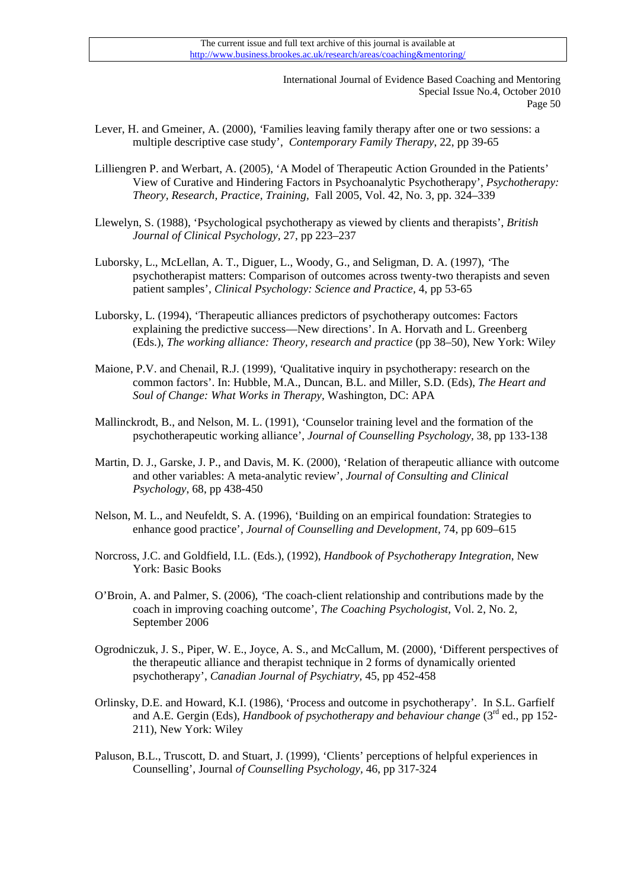Lever, H. and Gmeiner, A. (2000), 'Families leaving family therapy after one or two sessions: a multiple descriptive case study', *Contemporary Family Therapy*, 22, pp 39-65

Lilliengren P. and Werbart, A. (2005), 'A Model of Therapeutic Action Grounded in the Patients' View of Curative and Hindering Factors in Psychoanalytic Psychotherapy', *Psychotherapy: Theory, Research, Practice, Training*, Fall 2005, Vol. 42, No. 3, pp. 324–339

Llewelyn, S. (1988), 'Psychological psychotherapy as viewed by clients and therapists', *British Journal of Clinical Psychology*, 27, pp 223–237

Luborsky, L., McLellan, A. T., Diguer, L., Woody, G., and Seligman, D. A. (1997), 'The psychotherapist matters: Comparison of outcomes across twenty-two therapists and seven patient samples', *Clinical Psychology: Science and Practice*, 4, pp 53-65

Luborsky, L. (1994), 'Therapeutic alliances predictors of psychotherapy outcomes: Factors explaining the predictive success—New directions'. In A. Horvath and L. Greenberg (Eds.), *The working alliance: Theory, research and practice* (pp 38–50), New York: Wiley

Maione, P.V. and Chenail, R.J. (1999), 'Qualitative inquiry in psychotherapy: research on the common factors'. In: Hubble, M.A., Duncan, B.L. and Miller, S.D. (Eds), *The Heart and Soul of Change: What Works in Therapy*, Washington, DC: APA

Mallinckrodt, B., and Nelson, M. L. (1991), 'Counselor training level and the formation of the psychotherapeutic working alliance', *Journal of Counselling Psychology*, 38, pp 133-138

Martin, D. J., Garske, J. P., and Davis, M. K. (2000), 'Relation of therapeutic alliance with outcome and other variables: A meta-analytic review', *Journal of Consulting and Clinical Psychology*, 68, pp 438-450

Nelson, M. L., and Neufeldt, S. A. (1996), 'Building on an empirical foundation: Strategies to enhance good practice', *Journal of Counselling and Development*, 74, pp 609–615

Norcross, J.C. and Goldfield, I.L. (Eds.), (1992), *Handbook of Psychotherapy Integration*, New York: Basic Books

O'Broin, A. and Palmer, S. (2006), 'The coach-client relationship and contributions made by the coach in improving coaching outcome', *The Coaching Psychologist*, Vol. 2, No. 2, September 2006

Ogrodniczuk, J. S., Piper, W. E., Joyce, A. S., and McCallum, M. (2000), 'Different perspectives of the therapeutic alliance and therapist technique in 2 forms of dynamically oriented psychotherapy', *Canadian Journal of Psychiatry*, 45, pp 452-458

Orlinsky, D.E. and Howard, K.I. (1986), 'Process and outcome in psychotherapy'. In S.L. Garfield and A.E. Gergin (Eds), *Handbook of psychotherapy and behaviour change* (3rd ed., pp 152-211), New York: Wiley

Paluson, B.L., Truscott, D. and Stuart, J. (1999), 'Clients' perceptions of helpful experiences in Counselling', Journal *of Counselling Psychology*, 46, pp 317-324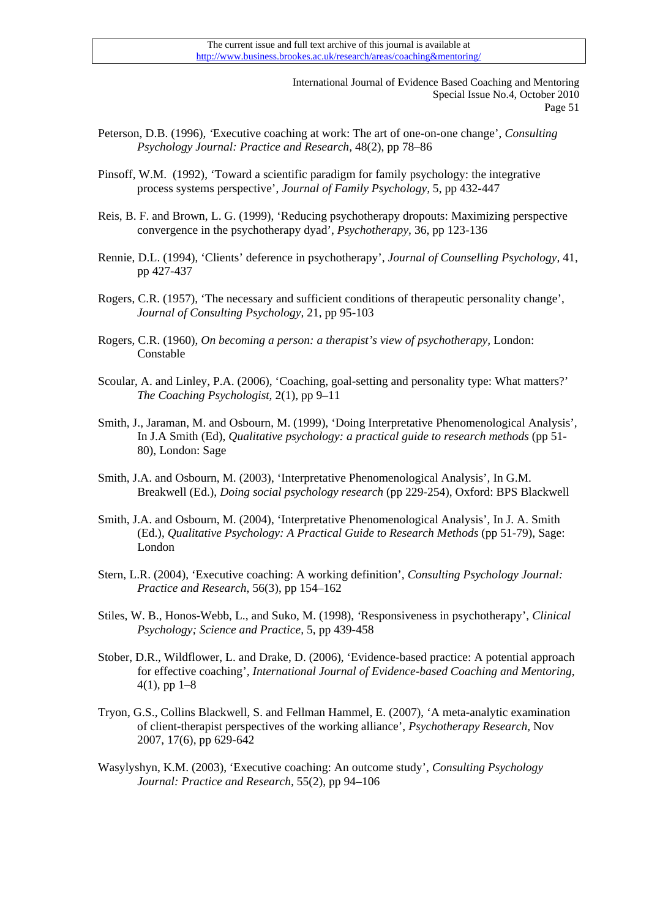Peterson, D.B. (1996), 'Executive coaching at work: The art of one-on-one change', *Consulting Psychology Journal: Practice and Research*, 48(2), pp 78–86

Pinsoff, W.M. (1992), 'Toward a scientific paradigm for family psychology: the integrative process systems perspective', *Journal of Family Psychology*, 5, pp 432-447

Reis, B. F. and Brown, L. G. (1999), 'Reducing psychotherapy dropouts: Maximizing perspective convergence in the psychotherapy dyad', *Psychotherapy*, 36, pp 123-136

Rennie, D.L. (1994), 'Clients' deference in psychotherapy', *Journal of Counselling Psychology*, 41, pp 427-437

Rogers, C.R. (1957), 'The necessary and sufficient conditions of therapeutic personality change', *Journal of Consulting Psychology*, 21, pp 95-103

Rogers, C.R. (1960), *On becoming a person: a therapist's view of psychotherapy*, London: Constable

Scoular, A. and Linley, P.A. (2006), 'Coaching, goal-setting and personality type: What matters?' *The Coaching Psychologist*, 2(1), pp 9–11

Smith, J., Jaraman, M. and Osbourn, M. (1999), 'Doing Interpretative Phenomenological Analysis', In J.A Smith (Ed), *Qualitative psychology: a practical guide to research methods* (pp 51-80), London: Sage

Smith, J.A. and Osbourn, M. (2003), 'Interpretative Phenomenological Analysis', In G.M. Breakwell (Ed.), *Doing social psychology research* (pp 229-254), Oxford: BPS Blackwell

Smith, J.A. and Osbourn, M. (2004), 'Interpretative Phenomenological Analysis', In J. A. Smith (Ed.), *Qualitative Psychology: A Practical Guide to Research Methods* (pp 51-79), Sage: London

Stern, L.R. (2004), 'Executive coaching: A working definition', *Consulting Psychology Journal: Practice and Research*, 56(3), pp 154–162

Stiles, W. B., Honos-Webb, L., and Suko, M. (1998), 'Responsiveness in psychotherapy', *Clinical Psychology; Science and Practice*, 5, pp 439-458

Stober, D.R., Wildflower, L. and Drake, D. (2006), 'Evidence-based practice: A potential approach for effective coaching', *International Journal of Evidence-based Coaching and Mentoring*, 4(1), pp 1–8

Tryon, G.S., Collins Blackwell, S. and Fellman Hammel, E. (2007), 'A meta-analytic examination of client-therapist perspectives of the working alliance', *Psychotherapy Research*, Nov 2007, 17(6), pp 629-642

Wasylyshyn, K.M. (2003), 'Executive coaching: An outcome study', *Consulting Psychology Journal: Practice and Research*, 55(2), pp 94–106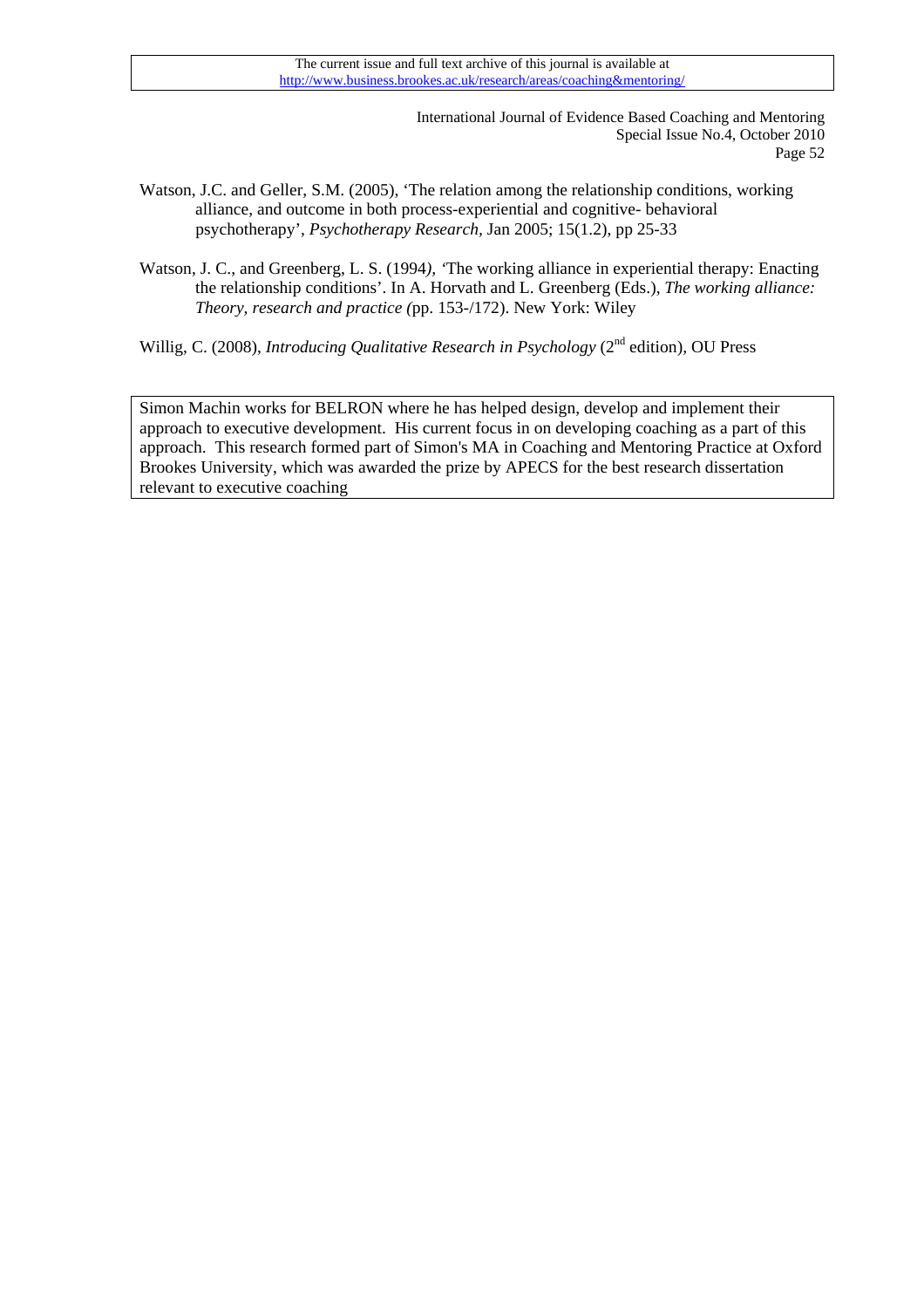Watson, J.C. and Geller, S.M. (2005), 'The relation among the relationship conditions, working alliance, and outcome in both process-experiential and cognitive- behavioral psychotherapy', *Psychotherapy Research,* Jan 2005; 15(1.2), pp 25-33

Watson, J. C., and Greenberg, L. S. (1994*), '*The working alliance in experiential therapy: Enacting the relationship conditions'. In A. Horvath and L. Greenberg (Eds.), *The working alliance: Theory, research and practice (*pp. 153-/172). New York: Wiley

Willig, C. (2008), *Introducing Qualitative Research in Psychology* (2nd edition), OU Press

Simon Machin works for BELRON where he has helped design, develop and implement their approach to executive development. His current focus in on developing coaching as a part of this approach. This research formed part of Simon's MA in Coaching and Mentoring Practice at Oxford Brookes University, which was awarded the prize by APECS for the best research dissertation relevant to executive coaching